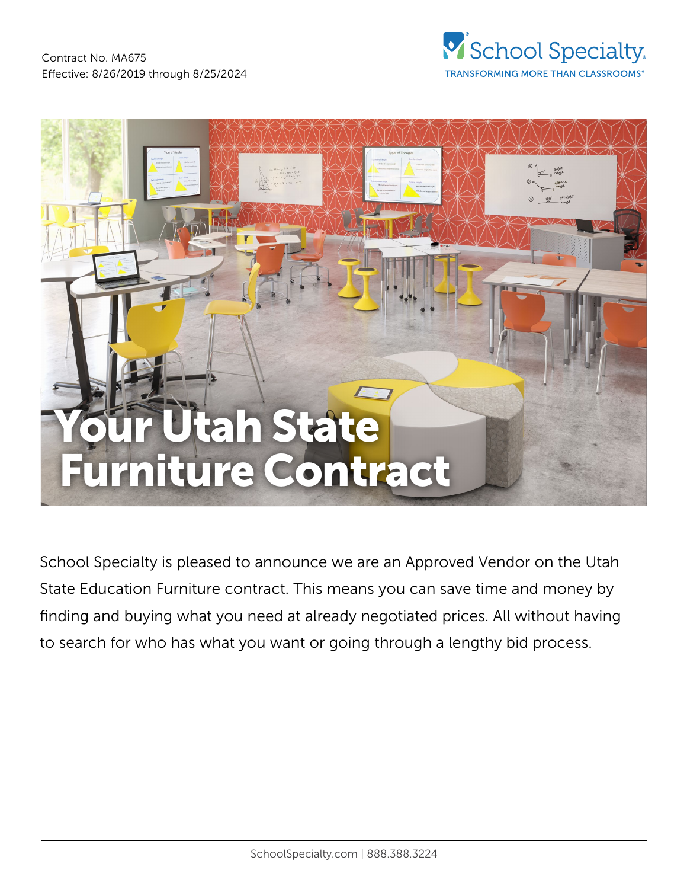Contract No. MA675
Effective: 8/26/2019 through 8/25/2024

School Specialty®
TRANSFORMING MORE THAN CLASSROOMS®

# Your Utah State Furniture Contract

School Specialty is pleased to announce we are an Approved Vendor on the Utah State Education Furniture contract. This means you can save time and money by finding and buying what you need at already negotiated prices. All without having to search for who has what you want or going through a lengthy bid process.

SchoolSpecialty.com | 888.388.3224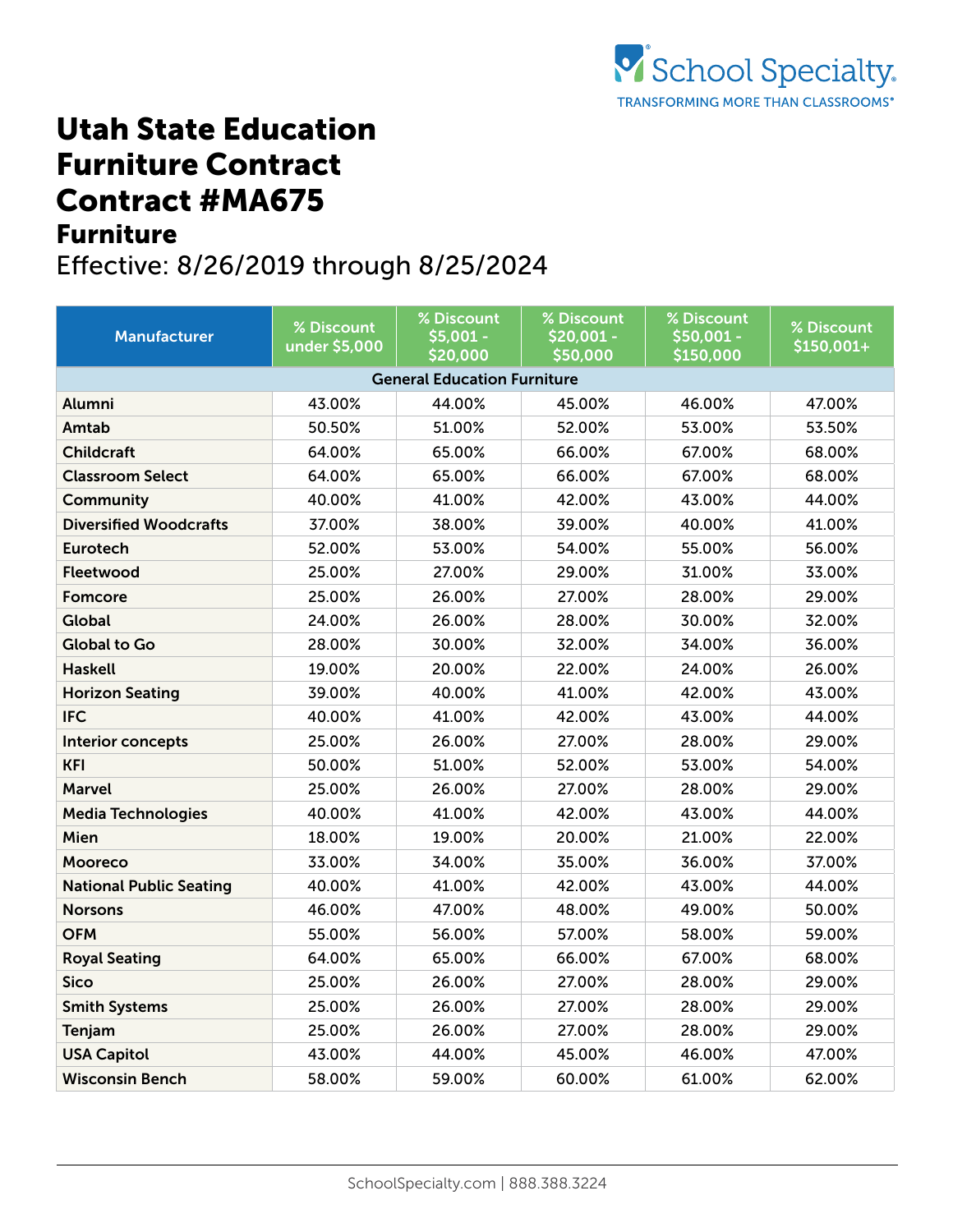# Utah State Education Furniture Contract Contract #MA675

## Furniture

Effective: 8/26/2019 through 8/25/2024

| Manufacturer | % Discount under $5,000 | % Discount $5,001 - $20,000 | % Discount $20,001 - $50,000 | % Discount $50,001 - $150,000 | % Discount $150,001+ |
|---|---|---|---|---|---|
| **General Education Furniture** | | | | | |
| Alumni | 43.00% | 44.00% | 45.00% | 46.00% | 47.00% |
| Amtab | 50.50% | 51.00% | 52.00% | 53.00% | 53.50% |
| Childcraft | 64.00% | 65.00% | 66.00% | 67.00% | 68.00% |
| Classroom Select | 64.00% | 65.00% | 66.00% | 67.00% | 68.00% |
| Community | 40.00% | 41.00% | 42.00% | 43.00% | 44.00% |
| Diversified Woodcrafts | 37.00% | 38.00% | 39.00% | 40.00% | 41.00% |
| Eurotech | 52.00% | 53.00% | 54.00% | 55.00% | 56.00% |
| Fleetwood | 25.00% | 27.00% | 29.00% | 31.00% | 33.00% |
| Fomcore | 25.00% | 26.00% | 27.00% | 28.00% | 29.00% |
| Global | 24.00% | 26.00% | 28.00% | 30.00% | 32.00% |
| Global to Go | 28.00% | 30.00% | 32.00% | 34.00% | 36.00% |
| Haskell | 19.00% | 20.00% | 22.00% | 24.00% | 26.00% |
| Horizon Seating | 39.00% | 40.00% | 41.00% | 42.00% | 43.00% |
| IFC | 40.00% | 41.00% | 42.00% | 43.00% | 44.00% |
| Interior concepts | 25.00% | 26.00% | 27.00% | 28.00% | 29.00% |
| KFI | 50.00% | 51.00% | 52.00% | 53.00% | 54.00% |
| Marvel | 25.00% | 26.00% | 27.00% | 28.00% | 29.00% |
| Media Technologies | 40.00% | 41.00% | 42.00% | 43.00% | 44.00% |
| Mien | 18.00% | 19.00% | 20.00% | 21.00% | 22.00% |
| Mooreco | 33.00% | 34.00% | 35.00% | 36.00% | 37.00% |
| National Public Seating | 40.00% | 41.00% | 42.00% | 43.00% | 44.00% |
| Norsons | 46.00% | 47.00% | 48.00% | 49.00% | 50.00% |
| OFM | 55.00% | 56.00% | 57.00% | 58.00% | 59.00% |
| Royal Seating | 64.00% | 65.00% | 66.00% | 67.00% | 68.00% |
| Sico | 25.00% | 26.00% | 27.00% | 28.00% | 29.00% |
| Smith Systems | 25.00% | 26.00% | 27.00% | 28.00% | 29.00% |
| Tenjam | 25.00% | 26.00% | 27.00% | 28.00% | 29.00% |
| USA Capitol | 43.00% | 44.00% | 45.00% | 46.00% | 47.00% |
| Wisconsin Bench | 58.00% | 59.00% | 60.00% | 61.00% | 62.00% |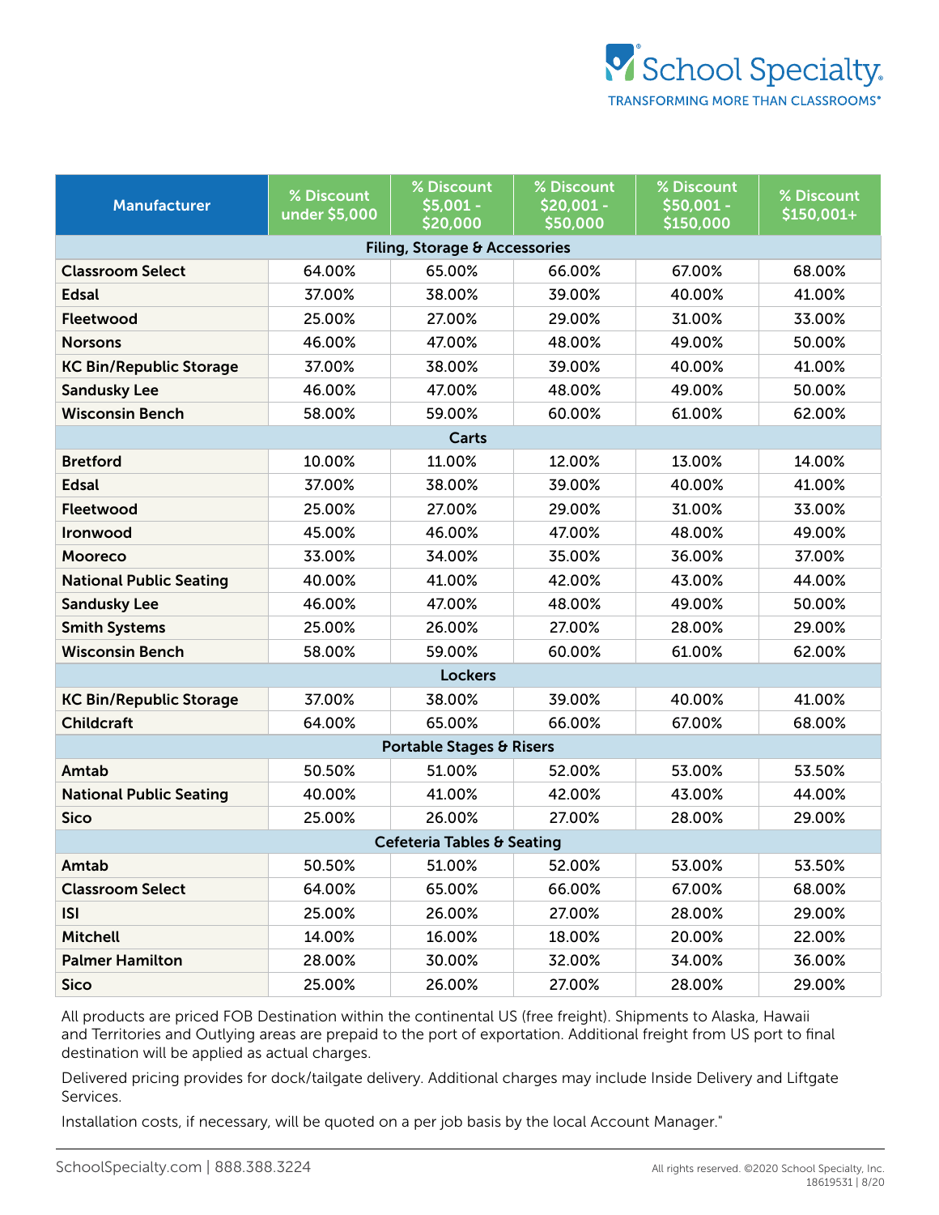School Specialty

TRANSFORMING MORE THAN CLASSROOMS®

| Manufacturer | % Discount under $5,000 | % Discount $5,001 - $20,000 | % Discount $20,001 - $50,000 | % Discount $50,001 - $150,000 | % Discount $150,001+ |
|---|---|---|---|---|---|
| **Filing, Storage & Accessories** | | | | | |
| **Classroom Select** | 64.00% | 65.00% | 66.00% | 67.00% | 68.00% |
| **Edsal** | 37.00% | 38.00% | 39.00% | 40.00% | 41.00% |
| **Fleetwood** | 25.00% | 27.00% | 29.00% | 31.00% | 33.00% |
| **Norsons** | 46.00% | 47.00% | 48.00% | 49.00% | 50.00% |
| **KC Bin/Republic Storage** | 37.00% | 38.00% | 39.00% | 40.00% | 41.00% |
| **Sandusky Lee** | 46.00% | 47.00% | 48.00% | 49.00% | 50.00% |
| **Wisconsin Bench** | 58.00% | 59.00% | 60.00% | 61.00% | 62.00% |
| **Carts** | | | | | |
| **Bretford** | 10.00% | 11.00% | 12.00% | 13.00% | 14.00% |
| **Edsal** | 37.00% | 38.00% | 39.00% | 40.00% | 41.00% |
| **Fleetwood** | 25.00% | 27.00% | 29.00% | 31.00% | 33.00% |
| **Ironwood** | 45.00% | 46.00% | 47.00% | 48.00% | 49.00% |
| **Mooreco** | 33.00% | 34.00% | 35.00% | 36.00% | 37.00% |
| **National Public Seating** | 40.00% | 41.00% | 42.00% | 43.00% | 44.00% |
| **Sandusky Lee** | 46.00% | 47.00% | 48.00% | 49.00% | 50.00% |
| **Smith Systems** | 25.00% | 26.00% | 27.00% | 28.00% | 29.00% |
| **Wisconsin Bench** | 58.00% | 59.00% | 60.00% | 61.00% | 62.00% |
| **Lockers** | | | | | |
| **KC Bin/Republic Storage** | 37.00% | 38.00% | 39.00% | 40.00% | 41.00% |
| **Childcraft** | 64.00% | 65.00% | 66.00% | 67.00% | 68.00% |
| **Portable Stages & Risers** | | | | | |
| **Amtab** | 50.50% | 51.00% | 52.00% | 53.00% | 53.50% |
| **National Public Seating** | 40.00% | 41.00% | 42.00% | 43.00% | 44.00% |
| **Sico** | 25.00% | 26.00% | 27.00% | 28.00% | 29.00% |
| **Cefeteria Tables & Seating** | | | | | |
| **Amtab** | 50.50% | 51.00% | 52.00% | 53.00% | 53.50% |
| **Classroom Select** | 64.00% | 65.00% | 66.00% | 67.00% | 68.00% |
| **ISI** | 25.00% | 26.00% | 27.00% | 28.00% | 29.00% |
| **Mitchell** | 14.00% | 16.00% | 18.00% | 20.00% | 22.00% |
| **Palmer Hamilton** | 28.00% | 30.00% | 32.00% | 34.00% | 36.00% |
| **Sico** | 25.00% | 26.00% | 27.00% | 28.00% | 29.00% |

All products are priced FOB Destination within the continental US (free freight). Shipments to Alaska, Hawaii and Territories and Outlying areas are prepaid to the port of exportation. Additional freight from US port to final destination will be applied as actual charges.

Delivered pricing provides for dock/tailgate delivery. Additional charges may include Inside Delivery and Liftgate Services.

Installation costs, if necessary, will be quoted on a per job basis by the local Account Manager."

SchoolSpecialty.com | 888.388.3224

All rights reserved. ©2020 School Specialty, Inc.
18619531 | 8/20